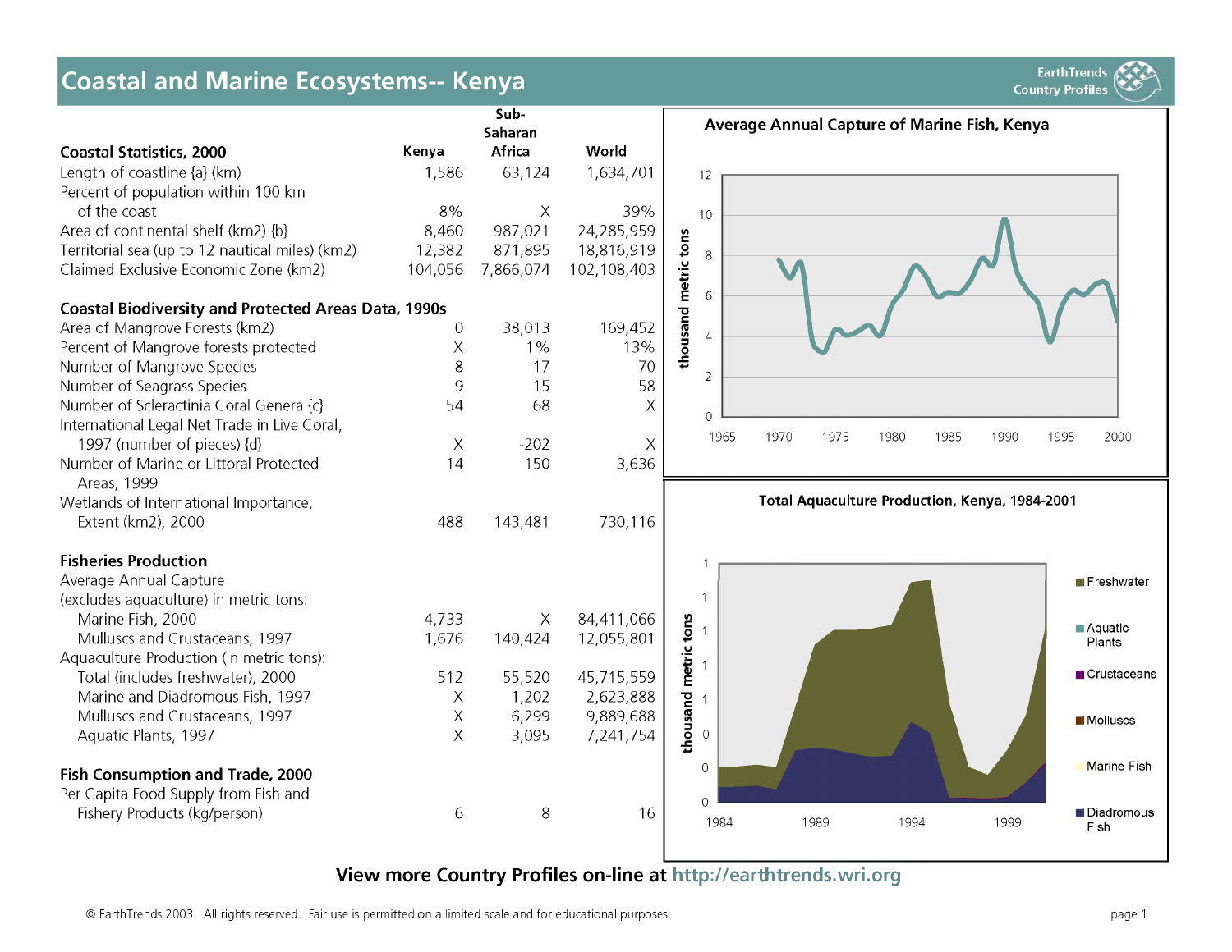# Coastal and Marine Ecosystems-- Kenya

EarthTrends Country Profiles

| Coastal Statistics, 2000 | Kenya | Sub-Saharan Africa | World |
|---|---|---|---|
| Length of coastline {a} (km) | 1,586 | 63,124 | 1,634,701 |
| Percent of population within 100 km of the coast | 8% | X | 39% |
| Area of continental shelf (km2) {b} | 8,460 | 987,021 | 24,285,959 |
| Territorial sea (up to 12 nautical miles) (km2) | 12,382 | 871,895 | 18,816,919 |
| Claimed Exclusive Economic Zone (km2) | 104,056 | 7,866,074 | 102,108,403 |
| **Coastal Biodiversity and Protected Areas Data, 1990s** | | | |
| Area of Mangrove Forests (km2) | 0 | 38,013 | 169,452 |
| Percent of Mangrove forests protected | X | 1% | 13% |
| Number of Mangrove Species | 8 | 17 | 70 |
| Number of Seagrass Species | 9 | 15 | 58 |
| Number of Scleractinia Coral Genera {c} | 54 | 68 | X |
| International Legal Net Trade in Live Coral, 1997 (number of pieces) {d} | X | -202 | X |
| Number of Marine or Littoral Protected Areas, 1999 | 14 | 150 | 3,636 |
| Wetlands of International Importance, Extent (km2), 2000 | 488 | 143,481 | 730,116 |
| **Fisheries Production** | | | |
| Average Annual Capture (excludes aquaculture) in metric tons: | | | |
| Marine Fish, 2000 | 4,733 | X | 84,411,066 |
| Mulluscs and Crustaceans, 1997 | 1,676 | 140,424 | 12,055,801 |
| Aquaculture Production (in metric tons): | | | |
| Total (includes freshwater), 2000 | 512 | 55,520 | 45,715,559 |
| Marine and Diadromous Fish, 1997 | X | 1,202 | 2,623,888 |
| Mulluscs and Crustaceans, 1997 | X | 6,299 | 9,889,688 |
| Aquatic Plants, 1997 | X | 3,095 | 7,241,754 |
| **Fish Consumption and Trade, 2000** | | | |
| Per Capita Food Supply from Fish and Fishery Products (kg/person) | 6 | 8 | 16 |

**Average Annual Capture of Marine Fish, Kenya**

**Total Aquaculture Production, Kenya, 1984-2001**

**View more Country Profiles on-line at http://earthtrends.wri.org**

© EarthTrends 2003. All rights reserved. Fair use is permitted on a limited scale and for educational purposes.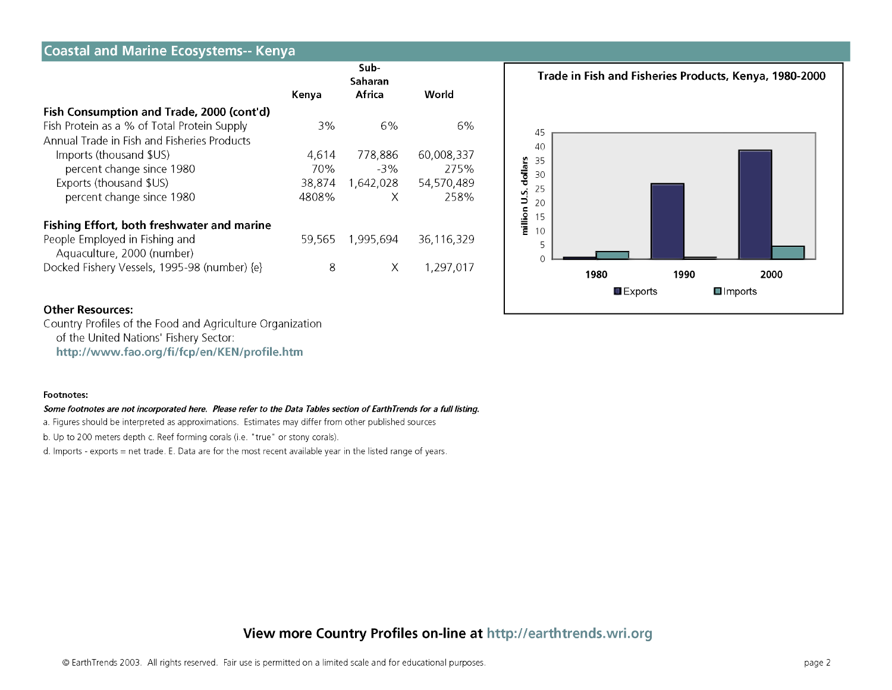## Coastal and Marine Ecosystems-- Kenya

| | Kenya | Sub-Saharan Africa | World |
|---|---|---|---|
| **Fish Consumption and Trade, 2000 (cont'd)** | | | |
| Fish Protein as a % of Total Protein Supply | 3% | 6% | 6% |
| Annual Trade in Fish and Fisheries Products | | | |
| Imports (thousand $US) | 4,614 | 778,886 | 60,008,337 |
| percent change since 1980 | 70% | -3% | 275% |
| Exports (thousand $US) | 38,874 | 1,642,028 | 54,570,489 |
| percent change since 1980 | 4808% | X | 258% |
| **Fishing Effort, both freshwater and marine** | | | |
| People Employed in Fishing and Aquaculture, 2000 (number) | 59,565 | 1,995,694 | 36,116,329 |
| Docked Fishery Vessels, 1995-98 (number) {e} | 8 | X | 1,297,017 |

**Trade in Fish and Fisheries Products, Kenya, 1980-2000**

(Chart: million U.S. dollars; Exports and Imports for 1980, 1990, 2000)

**Other Resources:**

Country Profiles of the Food and Agriculture Organization of the United Nations' Fishery Sector:
**http://www.fao.org/fi/fcp/en/KEN/profile.htm**

**Footnotes:**

***Some footnotes are not incorporated here. Please refer to the Data Tables section of EarthTrends for a full listing.***

a. Figures should be interpreted as approximations. Estimates may differ from other published sources

b. Up to 200 meters depth c. Reef forming corals (i.e. "true" or stony corals).

d. Imports - exports = net trade. E. Data are for the most recent available year in the listed range of years.

**View more Country Profiles on-line at http://earthtrends.wri.org**

© EarthTrends 2003. All rights reserved. Fair use is permitted on a limited scale and for educational purposes.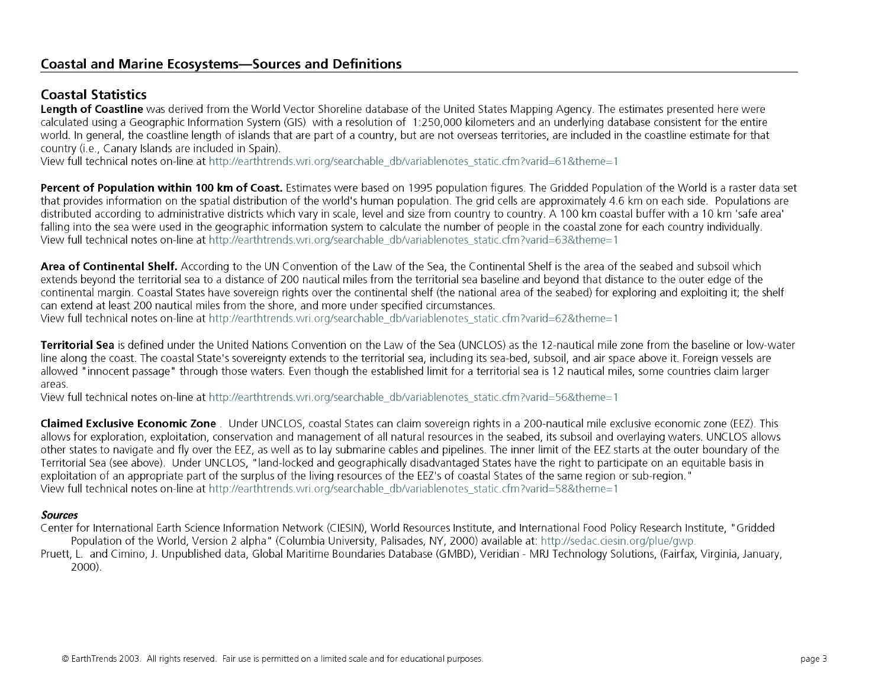## Coastal and Marine Ecosystems—Sources and Definitions

### Coastal Statistics

**Length of Coastline** was derived from the World Vector Shoreline database of the United States Mapping Agency. The estimates presented here were calculated using a Geographic Information System (GIS) with a resolution of 1:250,000 kilometers and an underlying database consistent for the entire world. In general, the coastline length of islands that are part of a country, but are not overseas territories, are included in the coastline estimate for that country (i.e., Canary Islands are included in Spain).
View full technical notes on-line at http://earthtrends.wri.org/searchable_db/variablenotes_static.cfm?varid=61&theme=1

**Percent of Population within 100 km of Coast.** Estimates were based on 1995 population figures. The Gridded Population of the World is a raster data set that provides information on the spatial distribution of the world's human population. The grid cells are approximately 4.6 km on each side. Populations are distributed according to administrative districts which vary in scale, level and size from country to country. A 100 km coastal buffer with a 10 km 'safe area' falling into the sea were used in the geographic information system to calculate the number of people in the coastal zone for each country individually.
View full technical notes on-line at http://earthtrends.wri.org/searchable_db/variablenotes_static.cfm?varid=63&theme=1

**Area of Continental Shelf.** According to the UN Convention of the Law of the Sea, the Continental Shelf is the area of the seabed and subsoil which extends beyond the territorial sea to a distance of 200 nautical miles from the territorial sea baseline and beyond that distance to the outer edge of the continental margin. Coastal States have sovereign rights over the continental shelf (the national area of the seabed) for exploring and exploiting it; the shelf can extend at least 200 nautical miles from the shore, and more under specified circumstances.
View full technical notes on-line at http://earthtrends.wri.org/searchable_db/variablenotes_static.cfm?varid=62&theme=1

**Territorial Sea** is defined under the United Nations Convention on the Law of the Sea (UNCLOS) as the 12-nautical mile zone from the baseline or low-water line along the coast. The coastal State's sovereignty extends to the territorial sea, including its sea-bed, subsoil, and air space above it. Foreign vessels are allowed "innocent passage" through those waters. Even though the established limit for a territorial sea is 12 nautical miles, some countries claim larger areas.
View full technical notes on-line at http://earthtrends.wri.org/searchable_db/variablenotes_static.cfm?varid=56&theme=1

**Claimed Exclusive Economic Zone** . Under UNCLOS, coastal States can claim sovereign rights in a 200-nautical mile exclusive economic zone (EEZ). This allows for exploration, exploitation, conservation and management of all natural resources in the seabed, its subsoil and overlaying waters. UNCLOS allows other states to navigate and fly over the EEZ, as well as to lay submarine cables and pipelines. The inner limit of the EEZ starts at the outer boundary of the Territorial Sea (see above). Under UNCLOS, "land-locked and geographically disadvantaged States have the right to participate on an equitable basis in exploitation of an appropriate part of the surplus of the living resources of the EEZ's of coastal States of the same region or sub-region."
View full technical notes on-line at http://earthtrends.wri.org/searchable_db/variablenotes_static.cfm?varid=58&theme=1

***Sources***

Center for International Earth Science Information Network (CIESIN), World Resources Institute, and International Food Policy Research Institute, "Gridded Population of the World, Version 2 alpha" (Columbia University, Palisades, NY, 2000) available at: http://sedac.ciesin.org/plue/gwp.

Pruett, L. and Cimino, J. Unpublished data, Global Maritime Boundaries Database (GMBD), Veridian - MRJ Technology Solutions, (Fairfax, Virginia, January, 2000).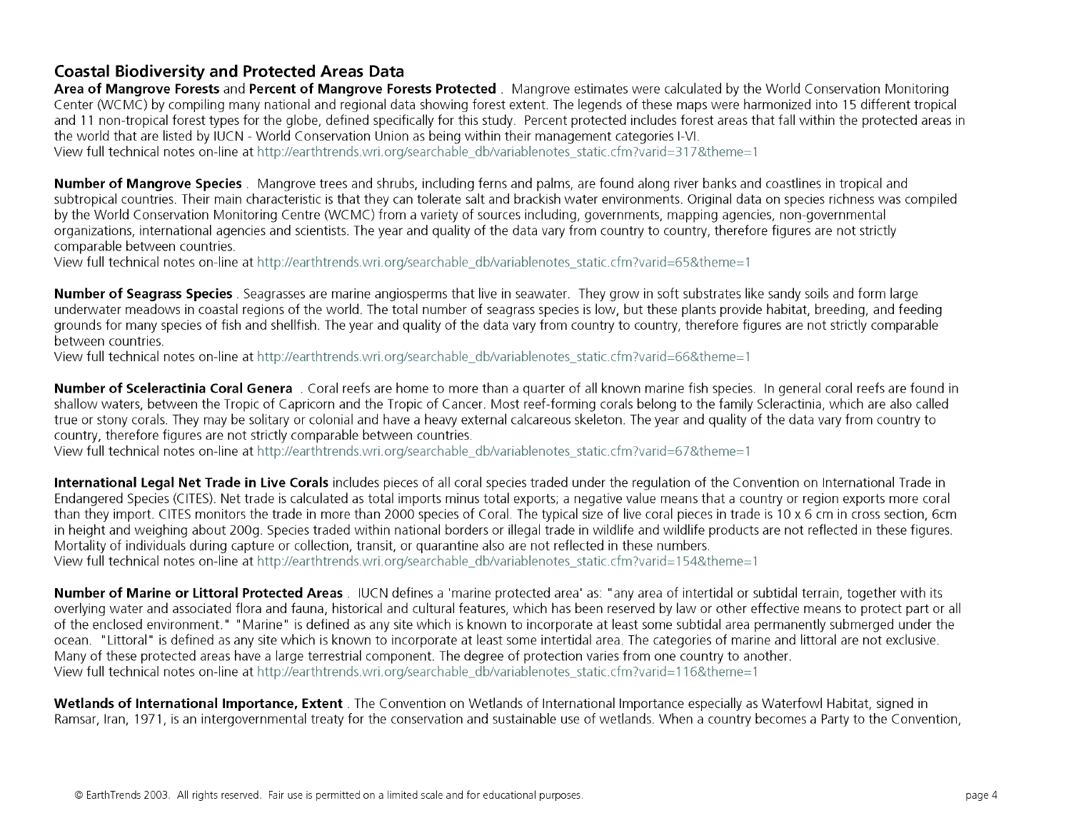## Coastal Biodiversity and Protected Areas Data

**Area of Mangrove Forests** and **Percent of Mangrove Forests Protected** . Mangrove estimates were calculated by the World Conservation Monitoring Center (WCMC) by compiling many national and regional data showing forest extent. The legends of these maps were harmonized into 15 different tropical and 11 non-tropical forest types for the globe, defined specifically for this study. Percent protected includes forest areas that fall within the protected areas in the world that are listed by IUCN - World Conservation Union as being within their management categories I-VI.
View full technical notes on-line at http://earthtrends.wri.org/searchable_db/variablenotes_static.cfm?varid=317&theme=1

**Number of Mangrove Species** . Mangrove trees and shrubs, including ferns and palms, are found along river banks and coastlines in tropical and subtropical countries. Their main characteristic is that they can tolerate salt and brackish water environments. Original data on species richness was compiled by the World Conservation Monitoring Centre (WCMC) from a variety of sources including, governments, mapping agencies, non-governmental organizations, international agencies and scientists. The year and quality of the data vary from country to country, therefore figures are not strictly comparable between countries.
View full technical notes on-line at http://earthtrends.wri.org/searchable_db/variablenotes_static.cfm?varid=65&theme=1

**Number of Seagrass Species** . Seagrasses are marine angiosperms that live in seawater. They grow in soft substrates like sandy soils and form large underwater meadows in coastal regions of the world. The total number of seagrass species is low, but these plants provide habitat, breeding, and feeding grounds for many species of fish and shellfish. The year and quality of the data vary from country to country, therefore figures are not strictly comparable between countries.
View full technical notes on-line at http://earthtrends.wri.org/searchable_db/variablenotes_static.cfm?varid=66&theme=1

**Number of Sceleractinia Coral Genera** . Coral reefs are home to more than a quarter of all known marine fish species. In general coral reefs are found in shallow waters, between the Tropic of Capricorn and the Tropic of Cancer. Most reef-forming corals belong to the family Scleractinia, which are also called true or stony corals. They may be solitary or colonial and have a heavy external calcareous skeleton. The year and quality of the data vary from country to country, therefore figures are not strictly comparable between countries.
View full technical notes on-line at http://earthtrends.wri.org/searchable_db/variablenotes_static.cfm?varid=67&theme=1

**International Legal Net Trade in Live Corals** includes pieces of all coral species traded under the regulation of the Convention on International Trade in Endangered Species (CITES). Net trade is calculated as total imports minus total exports; a negative value means that a country or region exports more coral than they import. CITES monitors the trade in more than 2000 species of Coral. The typical size of live coral pieces in trade is 10 x 6 cm in cross section, 6cm in height and weighing about 200g. Species traded within national borders or illegal trade in wildlife and wildlife products are not reflected in these figures. Mortality of individuals during capture or collection, transit, or quarantine also are not reflected in these numbers.
View full technical notes on-line at http://earthtrends.wri.org/searchable_db/variablenotes_static.cfm?varid=154&theme=1

**Number of Marine or Littoral Protected Areas** . IUCN defines a 'marine protected area' as: "any area of intertidal or subtidal terrain, together with its overlying water and associated flora and fauna, historical and cultural features, which has been reserved by law or other effective means to protect part or all of the enclosed environment." "Marine" is defined as any site which is known to incorporate at least some subtidal area permanently submerged under the ocean. "Littoral" is defined as any site which is known to incorporate at least some intertidal area. The categories of marine and littoral are not exclusive. Many of these protected areas have a large terrestrial component. The degree of protection varies from one country to another.
View full technical notes on-line at http://earthtrends.wri.org/searchable_db/variablenotes_static.cfm?varid=116&theme=1

**Wetlands of International Importance, Extent** . The Convention on Wetlands of International Importance especially as Waterfowl Habitat, signed in Ramsar, Iran, 1971, is an intergovernmental treaty for the conservation and sustainable use of wetlands. When a country becomes a Party to the Convention,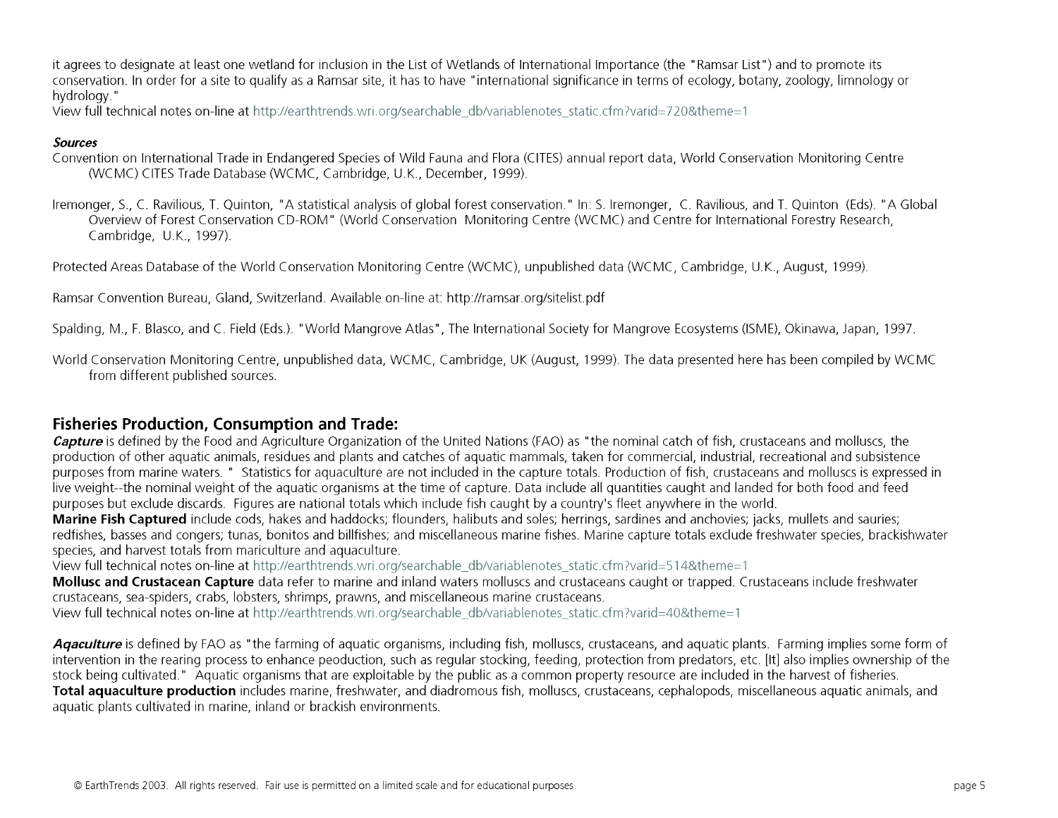it agrees to designate at least one wetland for inclusion in the List of Wetlands of International Importance (the "Ramsar List") and to promote its conservation. In order for a site to qualify as a Ramsar site, it has to have "international significance in terms of ecology, botany, zoology, limnology or hydrology."
View full technical notes on-line at http://earthtrends.wri.org/searchable_db/variablenotes_static.cfm?varid=720&theme=1

***Sources***

Convention on International Trade in Endangered Species of Wild Fauna and Flora (CITES) annual report data, World Conservation Monitoring Centre (WCMC) CITES Trade Database (WCMC, Cambridge, U.K., December, 1999).

Iremonger, S., C. Ravilious, T. Quinton, "A statistical analysis of global forest conservation." In: S. Iremonger, C. Ravilious, and T. Quinton (Eds). "A Global Overview of Forest Conservation CD-ROM" (World Conservation Monitoring Centre (WCMC) and Centre for International Forestry Research, Cambridge, U.K., 1997).

Protected Areas Database of the World Conservation Monitoring Centre (WCMC), unpublished data (WCMC, Cambridge, U.K., August, 1999).

Ramsar Convention Bureau, Gland, Switzerland. Available on-line at: http://ramsar.org/sitelist.pdf

Spalding, M., F. Blasco, and C. Field (Eds.). "World Mangrove Atlas", The International Society for Mangrove Ecosystems (ISME), Okinawa, Japan, 1997.

World Conservation Monitoring Centre, unpublished data, WCMC, Cambridge, UK (August, 1999). The data presented here has been compiled by WCMC from different published sources.

## Fisheries Production, Consumption and Trade:

***Capture*** is defined by the Food and Agriculture Organization of the United Nations (FAO) as "the nominal catch of fish, crustaceans and molluscs, the production of other aquatic animals, residues and plants and catches of aquatic mammals, taken for commercial, industrial, recreational and subsistence purposes from marine waters. " Statistics for aquaculture are not included in the capture totals. Production of fish, crustaceans and molluscs is expressed in live weight--the nominal weight of the aquatic organisms at the time of capture. Data include all quantities caught and landed for both food and feed purposes but exclude discards. Figures are national totals which include fish caught by a country's fleet anywhere in the world.
**Marine Fish Captured** include cods, hakes and haddocks; flounders, halibuts and soles; herrings, sardines and anchovies; jacks, mullets and sauries; redfishes, basses and congers; tunas, bonitos and billfishes; and miscellaneous marine fishes. Marine capture totals exclude freshwater species, brackishwater species, and harvest totals from mariculture and aquaculture.
View full technical notes on-line at http://earthtrends.wri.org/searchable_db/variablenotes_static.cfm?varid=514&theme=1
**Mollusc and Crustacean Capture** data refer to marine and inland waters molluscs and crustaceans caught or trapped. Crustaceans include freshwater crustaceans, sea-spiders, crabs, lobsters, shrimps, prawns, and miscellaneous marine crustaceans.
View full technical notes on-line at http://earthtrends.wri.org/searchable_db/variablenotes_static.cfm?varid=40&theme=1

***Aqaculture*** is defined by FAO as "the farming of aquatic organisms, including fish, molluscs, crustaceans, and aquatic plants. Farming implies some form of intervention in the rearing process to enhance peoduction, such as regular stocking, feeding, protection from predators, etc. [It] also implies ownership of the stock being cultivated." Aquatic organisms that are exploitable by the public as a common property resource are included in the harvest of fisheries.
**Total aquaculture production** includes marine, freshwater, and diadromous fish, molluscs, crustaceans, cephalopods, miscellaneous aquatic animals, and aquatic plants cultivated in marine, inland or brackish environments.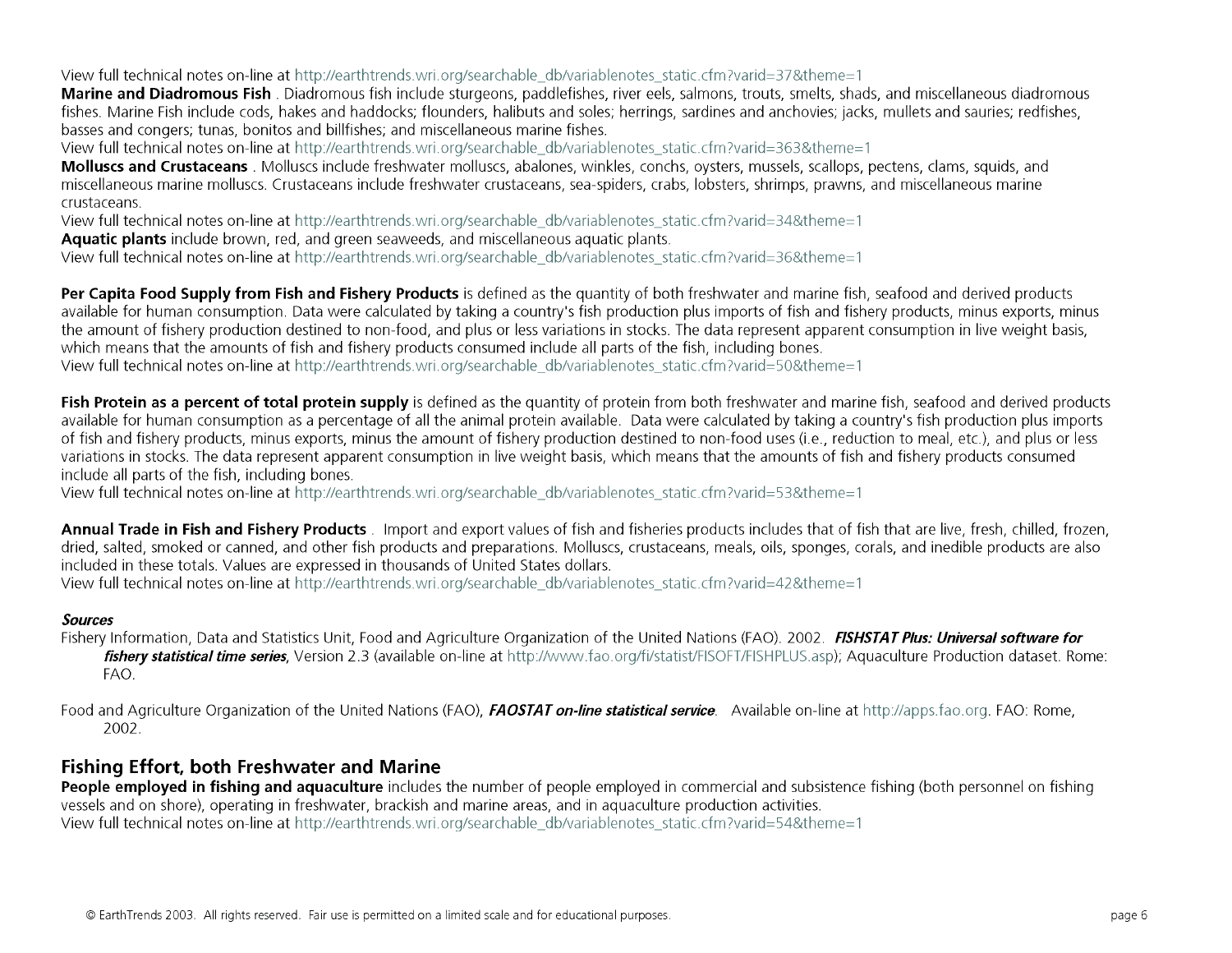View full technical notes on-line at http://earthtrends.wri.org/searchable_db/variablenotes_static.cfm?varid=37&theme=1

**Marine and Diadromous Fish** . Diadromous fish include sturgeons, paddlefishes, river eels, salmons, trouts, smelts, shads, and miscellaneous diadromous fishes. Marine Fish include cods, hakes and haddocks; flounders, halibuts and soles; herrings, sardines and anchovies; jacks, mullets and sauries; redfishes, basses and congers; tunas, bonitos and billfishes; and miscellaneous marine fishes.

View full technical notes on-line at http://earthtrends.wri.org/searchable_db/variablenotes_static.cfm?varid=363&theme=1

**Molluscs and Crustaceans** . Molluscs include freshwater molluscs, abalones, winkles, conchs, oysters, mussels, scallops, pectens, clams, squids, and miscellaneous marine molluscs. Crustaceans include freshwater crustaceans, sea-spiders, crabs, lobsters, shrimps, prawns, and miscellaneous marine crustaceans.

View full technical notes on-line at http://earthtrends.wri.org/searchable_db/variablenotes_static.cfm?varid=34&theme=1

**Aquatic plants** include brown, red, and green seaweeds, and miscellaneous aquatic plants.

View full technical notes on-line at http://earthtrends.wri.org/searchable_db/variablenotes_static.cfm?varid=36&theme=1

**Per Capita Food Supply from Fish and Fishery Products** is defined as the quantity of both freshwater and marine fish, seafood and derived products available for human consumption. Data were calculated by taking a country's fish production plus imports of fish and fishery products, minus exports, minus the amount of fishery production destined to non-food, and plus or less variations in stocks. The data represent apparent consumption in live weight basis, which means that the amounts of fish and fishery products consumed include all parts of the fish, including bones.

View full technical notes on-line at http://earthtrends.wri.org/searchable_db/variablenotes_static.cfm?varid=50&theme=1

**Fish Protein as a percent of total protein supply** is defined as the quantity of protein from both freshwater and marine fish, seafood and derived products available for human consumption as a percentage of all the animal protein available. Data were calculated by taking a country's fish production plus imports of fish and fishery products, minus exports, minus the amount of fishery production destined to non-food uses (i.e., reduction to meal, etc.), and plus or less variations in stocks. The data represent apparent consumption in live weight basis, which means that the amounts of fish and fishery products consumed include all parts of the fish, including bones.

View full technical notes on-line at http://earthtrends.wri.org/searchable_db/variablenotes_static.cfm?varid=53&theme=1

**Annual Trade in Fish and Fishery Products** . Import and export values of fish and fisheries products includes that of fish that are live, fresh, chilled, frozen, dried, salted, smoked or canned, and other fish products and preparations. Molluscs, crustaceans, meals, oils, sponges, corals, and inedible products are also included in these totals. Values are expressed in thousands of United States dollars.

View full technical notes on-line at http://earthtrends.wri.org/searchable_db/variablenotes_static.cfm?varid=42&theme=1

***Sources***

Fishery Information, Data and Statistics Unit, Food and Agriculture Organization of the United Nations (FAO). 2002. ***FISHSTAT Plus: Universal software for fishery statistical time series***, Version 2.3 (available on-line at http://www.fao.org/fi/statist/FISOFT/FISHPLUS.asp); Aquaculture Production dataset. Rome: FAO.

Food and Agriculture Organization of the United Nations (FAO), ***FAOSTAT on-line statistical service***. Available on-line at http://apps.fao.org. FAO: Rome, 2002.

## Fishing Effort, both Freshwater and Marine

**People employed in fishing and aquaculture** includes the number of people employed in commercial and subsistence fishing (both personnel on fishing vessels and on shore), operating in freshwater, brackish and marine areas, and in aquaculture production activities.

View full technical notes on-line at http://earthtrends.wri.org/searchable_db/variablenotes_static.cfm?varid=54&theme=1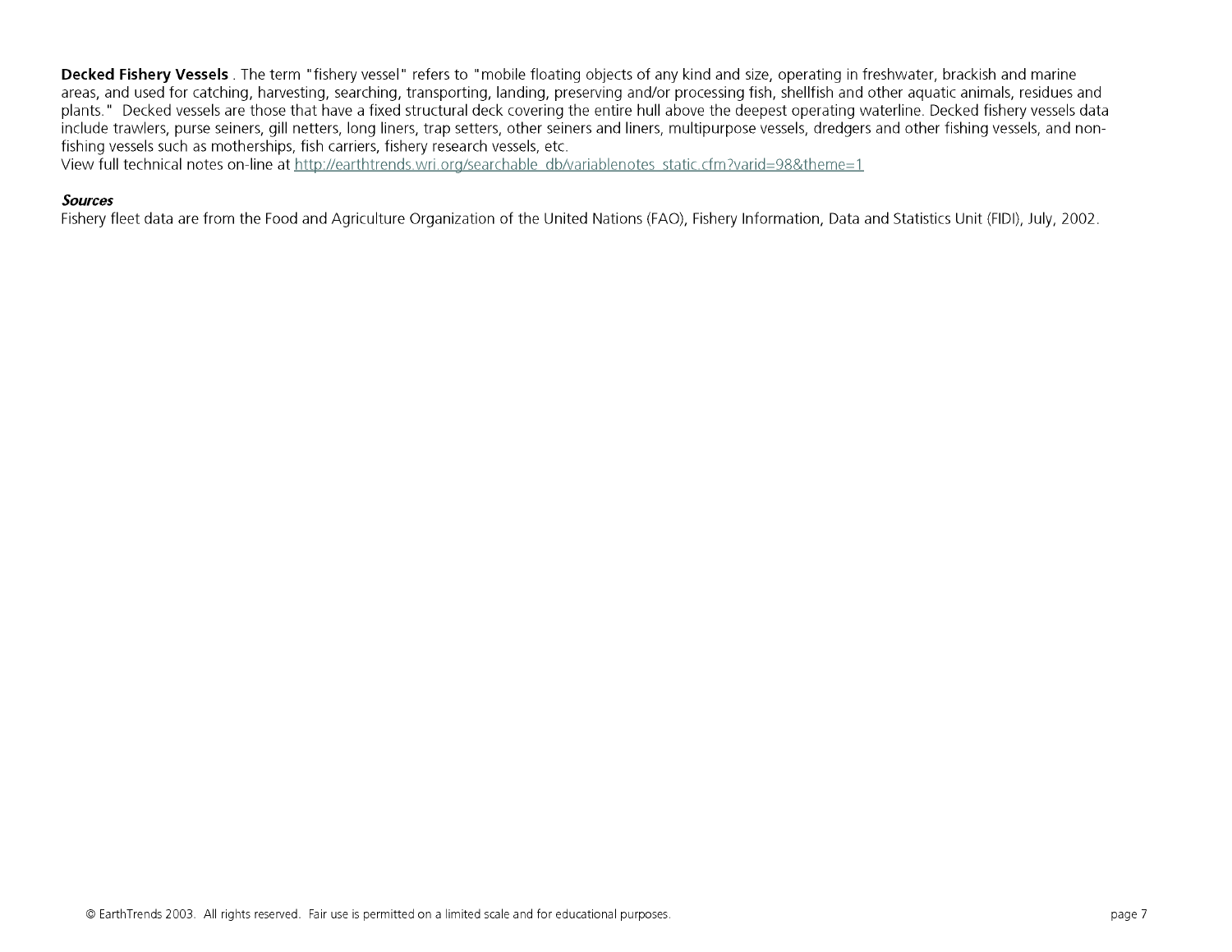**Decked Fishery Vessels** . The term "fishery vessel" refers to "mobile floating objects of any kind and size, operating in freshwater, brackish and marine areas, and used for catching, harvesting, searching, transporting, landing, preserving and/or processing fish, shellfish and other aquatic animals, residues and plants." Decked vessels are those that have a fixed structural deck covering the entire hull above the deepest operating waterline. Decked fishery vessels data include trawlers, purse seiners, gill netters, long liners, trap setters, other seiners and liners, multipurpose vessels, dredgers and other fishing vessels, and non-fishing vessels such as motherships, fish carriers, fishery research vessels, etc.
View full technical notes on-line at http://earthtrends.wri.org/searchable_db/variablenotes_static.cfm?varid=98&theme=1

***Sources***
Fishery fleet data are from the Food and Agriculture Organization of the United Nations (FAO), Fishery Information, Data and Statistics Unit (FIDI), July, 2002.

© EarthTrends 2003. All rights reserved. Fair use is permitted on a limited scale and for educational purposes.